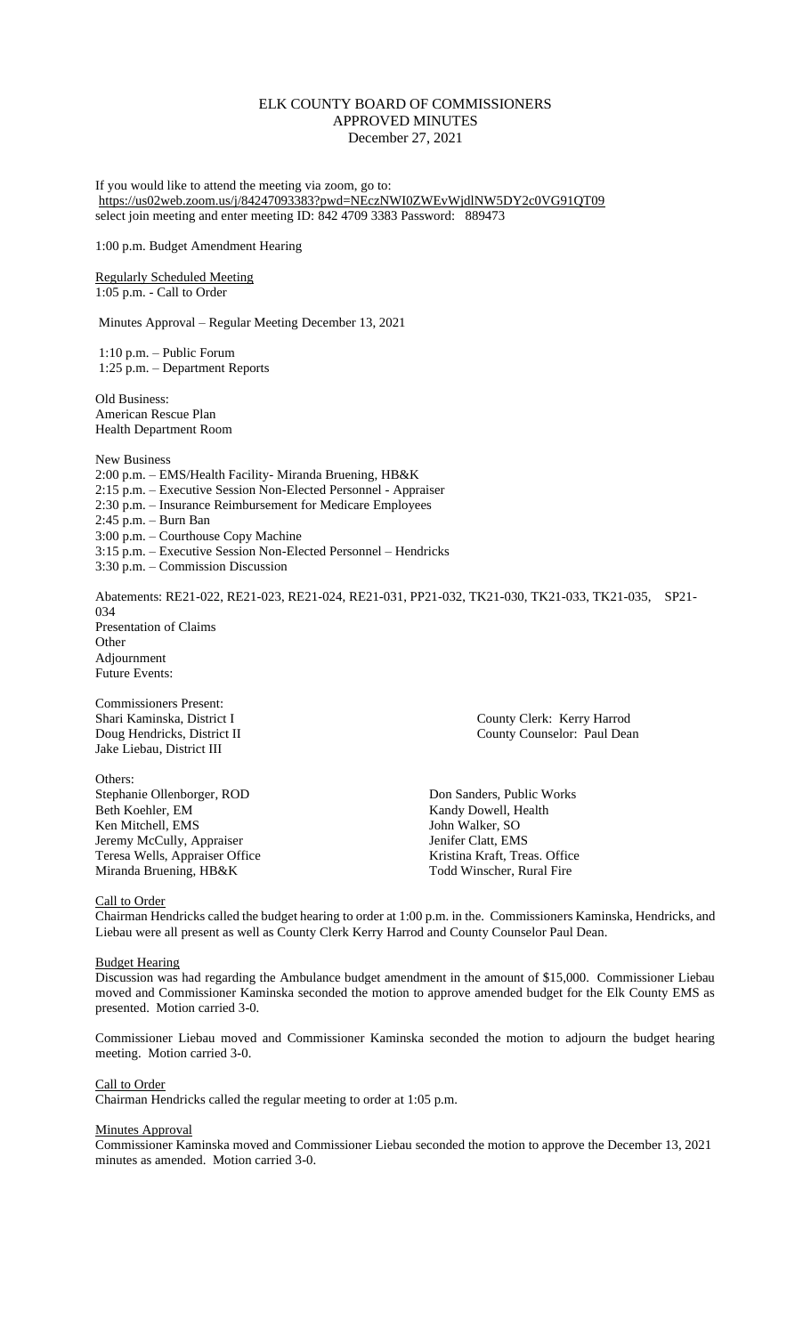# ELK COUNTY BOARD OF COMMISSIONERS
## APPROVED MINUTES
### December 27, 2021

If you would like to attend the meeting via zoom, go to:
https://us02web.zoom.us/j/84247093383?pwd=NEczNWI0ZWEvWjdlNW5DY2c0VG91QT09
select join meeting and enter meeting ID: 842 4709 3383 Password: 889473

1:00 p.m. Budget Amendment Hearing

Regularly Scheduled Meeting
1:05 p.m. - Call to Order

Minutes Approval – Regular Meeting December 13, 2021

1:10 p.m. – Public Forum
1:25 p.m. – Department Reports

Old Business:
American Rescue Plan
Health Department Room

New Business
2:00 p.m. – EMS/Health Facility- Miranda Bruening, HB&K
2:15 p.m. – Executive Session Non-Elected Personnel - Appraiser
2:30 p.m. – Insurance Reimbursement for Medicare Employees
2:45 p.m. – Burn Ban
3:00 p.m. – Courthouse Copy Machine
3:15 p.m. – Executive Session Non-Elected Personnel – Hendricks
3:30 p.m. – Commission Discussion

Abatements: RE21-022, RE21-023, RE21-024, RE21-031, PP21-032, TK21-030, TK21-033, TK21-035, SP21-034
Presentation of Claims
Other
Adjournment
Future Events:

Commissioners Present:
Shari Kaminska, District I
Doug Hendricks, District II
Jake Liebau, District III

County Clerk: Kerry Harrod
County Counselor: Paul Dean

Others:
Stephanie Ollenborger, ROD
Beth Koehler, EM
Ken Mitchell, EMS
Jeremy McCully, Appraiser
Teresa Wells, Appraiser Office
Miranda Bruening, HB&K

Don Sanders, Public Works
Kandy Dowell, Health
John Walker, SO
Jenifer Clatt, EMS
Kristina Kraft, Treas. Office
Todd Winscher, Rural Fire

Call to Order
Chairman Hendricks called the budget hearing to order at 1:00 p.m. in the. Commissioners Kaminska, Hendricks, and Liebau were all present as well as County Clerk Kerry Harrod and County Counselor Paul Dean.

Budget Hearing
Discussion was had regarding the Ambulance budget amendment in the amount of $15,000. Commissioner Liebau moved and Commissioner Kaminska seconded the motion to approve amended budget for the Elk County EMS as presented. Motion carried 3-0.

Commissioner Liebau moved and Commissioner Kaminska seconded the motion to adjourn the budget hearing meeting. Motion carried 3-0.

Call to Order
Chairman Hendricks called the regular meeting to order at 1:05 p.m.

Minutes Approval
Commissioner Kaminska moved and Commissioner Liebau seconded the motion to approve the December 13, 2021 minutes as amended. Motion carried 3-0.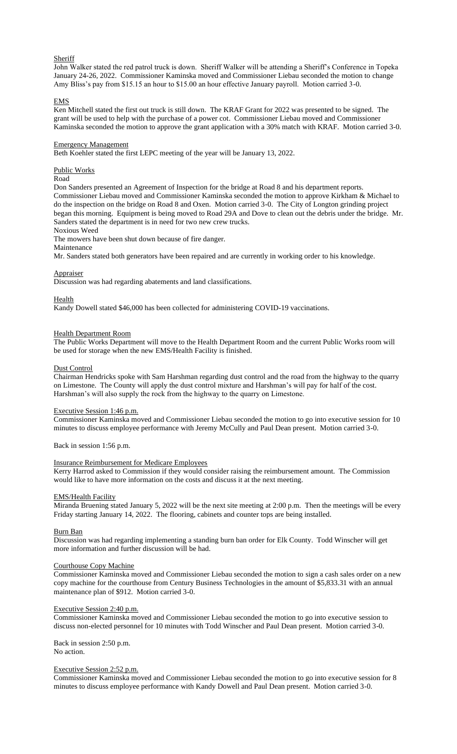## Sheriff

John Walker stated the red patrol truck is down. Sheriff Walker will be attending a Sheriff's Conference in Topeka January 24-26, 2022. Commissioner Kaminska moved and Commissioner Liebau seconded the motion to change Amy Bliss's pay from $15.15 an hour to $15.00 an hour effective January payroll. Motion carried 3-0.

## EMS

Ken Mitchell stated the first out truck is still down. The KRAF Grant for 2022 was presented to be signed. The grant will be used to help with the purchase of a power cot. Commissioner Liebau moved and Commissioner Kaminska seconded the motion to approve the grant application with a 30% match with KRAF. Motion carried 3-0.

## Emergency Management

Beth Koehler stated the first LEPC meeting of the year will be January 13, 2022.

## Public Works

Road

Don Sanders presented an Agreement of Inspection for the bridge at Road 8 and his department reports. Commissioner Liebau moved and Commissioner Kaminska seconded the motion to approve Kirkham & Michael to do the inspection on the bridge on Road 8 and Oxen. Motion carried 3-0. The City of Longton grinding project began this morning. Equipment is being moved to Road 29A and Dove to clean out the debris under the bridge. Mr. Sanders stated the department is in need for two new crew trucks.

Noxious Weed

The mowers have been shut down because of fire danger.

Maintenance

Mr. Sanders stated both generators have been repaired and are currently in working order to his knowledge.

## Appraiser

Discussion was had regarding abatements and land classifications.

## Health

Kandy Dowell stated $46,000 has been collected for administering COVID-19 vaccinations.

## Health Department Room

The Public Works Department will move to the Health Department Room and the current Public Works room will be used for storage when the new EMS/Health Facility is finished.

## Dust Control

Chairman Hendricks spoke with Sam Harshman regarding dust control and the road from the highway to the quarry on Limestone. The County will apply the dust control mixture and Harshman's will pay for half of the cost. Harshman's will also supply the rock from the highway to the quarry on Limestone.

## Executive Session 1:46 p.m.

Commissioner Kaminska moved and Commissioner Liebau seconded the motion to go into executive session for 10 minutes to discuss employee performance with Jeremy McCully and Paul Dean present. Motion carried 3-0.

Back in session 1:56 p.m.

## Insurance Reimbursement for Medicare Employees

Kerry Harrod asked to Commission if they would consider raising the reimbursement amount. The Commission would like to have more information on the costs and discuss it at the next meeting.

## EMS/Health Facility

Miranda Bruening stated January 5, 2022 will be the next site meeting at 2:00 p.m. Then the meetings will be every Friday starting January 14, 2022. The flooring, cabinets and counter tops are being installed.

## Burn Ban

Discussion was had regarding implementing a standing burn ban order for Elk County. Todd Winscher will get more information and further discussion will be had.

## Courthouse Copy Machine

Commissioner Kaminska moved and Commissioner Liebau seconded the motion to sign a cash sales order on a new copy machine for the courthouse from Century Business Technologies in the amount of $5,833.31 with an annual maintenance plan of $912. Motion carried 3-0.

## Executive Session 2:40 p.m.

Commissioner Kaminska moved and Commissioner Liebau seconded the motion to go into executive session to discuss non-elected personnel for 10 minutes with Todd Winscher and Paul Dean present. Motion carried 3-0.

Back in session 2:50 p.m.
No action.

## Executive Session 2:52 p.m.

Commissioner Kaminska moved and Commissioner Liebau seconded the motion to go into executive session for 8 minutes to discuss employee performance with Kandy Dowell and Paul Dean present. Motion carried 3-0.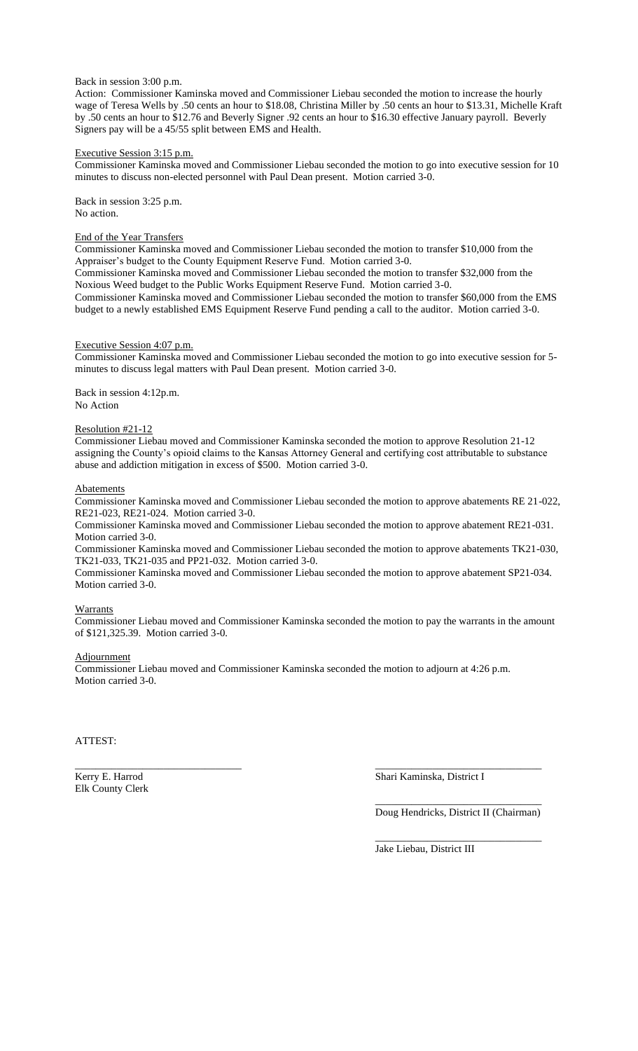Back in session 3:00 p.m.

Action: Commissioner Kaminska moved and Commissioner Liebau seconded the motion to increase the hourly wage of Teresa Wells by .50 cents an hour to $18.08, Christina Miller by .50 cents an hour to $13.31, Michelle Kraft by .50 cents an hour to $12.76 and Beverly Signer .92 cents an hour to $16.30 effective January payroll. Beverly Signers pay will be a 45/55 split between EMS and Health.

Executive Session 3:15 p.m.

Commissioner Kaminska moved and Commissioner Liebau seconded the motion to go into executive session for 10 minutes to discuss non-elected personnel with Paul Dean present. Motion carried 3-0.

Back in session 3:25 p.m.
No action.

End of the Year Transfers

Commissioner Kaminska moved and Commissioner Liebau seconded the motion to transfer $10,000 from the Appraiser's budget to the County Equipment Reserve Fund. Motion carried 3-0.

Commissioner Kaminska moved and Commissioner Liebau seconded the motion to transfer $32,000 from the Noxious Weed budget to the Public Works Equipment Reserve Fund. Motion carried 3-0.

Commissioner Kaminska moved and Commissioner Liebau seconded the motion to transfer $60,000 from the EMS budget to a newly established EMS Equipment Reserve Fund pending a call to the auditor. Motion carried 3-0.

Executive Session 4:07 p.m.

Commissioner Kaminska moved and Commissioner Liebau seconded the motion to go into executive session for 5-minutes to discuss legal matters with Paul Dean present. Motion carried 3-0.

Back in session 4:12p.m.
No Action

Resolution #21-12

Commissioner Liebau moved and Commissioner Kaminska seconded the motion to approve Resolution 21-12 assigning the County's opioid claims to the Kansas Attorney General and certifying cost attributable to substance abuse and addiction mitigation in excess of $500. Motion carried 3-0.

Abatements

Commissioner Kaminska moved and Commissioner Liebau seconded the motion to approve abatements RE 21-022, RE21-023, RE21-024. Motion carried 3-0.

Commissioner Kaminska moved and Commissioner Liebau seconded the motion to approve abatement RE21-031. Motion carried 3-0.

Commissioner Kaminska moved and Commissioner Liebau seconded the motion to approve abatements TK21-030, TK21-033, TK21-035 and PP21-032. Motion carried 3-0.

Commissioner Kaminska moved and Commissioner Liebau seconded the motion to approve abatement SP21-034. Motion carried 3-0.

Warrants

Commissioner Liebau moved and Commissioner Kaminska seconded the motion to pay the warrants in the amount of $121,325.39. Motion carried 3-0.

Adjournment

Commissioner Liebau moved and Commissioner Kaminska seconded the motion to adjourn at 4:26 p.m. Motion carried 3-0.

ATTEST:

\_\_\_\_\_\_\_\_\_\_\_\_\_\_\_\_\_\_\_\_\_\_\_\_\_\_\_\_\_\_\_\_
Kerry E. Harrod
Elk County Clerk

\_\_\_\_\_\_\_\_\_\_\_\_\_\_\_\_\_\_\_\_\_\_\_\_\_\_\_\_\_\_\_\_
Shari Kaminska, District I

\_\_\_\_\_\_\_\_\_\_\_\_\_\_\_\_\_\_\_\_\_\_\_\_\_\_\_\_\_\_\_\_
Doug Hendricks, District II (Chairman)

\_\_\_\_\_\_\_\_\_\_\_\_\_\_\_\_\_\_\_\_\_\_\_\_\_\_\_\_\_\_\_\_
Jake Liebau, District III